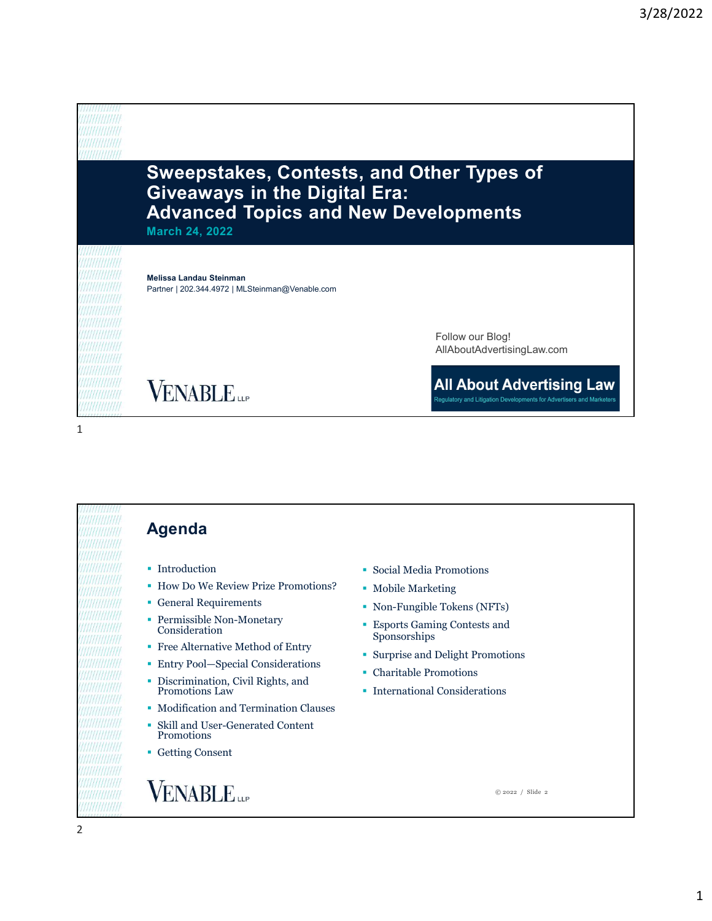# Sweepstakes, Contests, and Other Types of Giveaways in the Digital Era: Advanced Topics and New Developments

**March 24, 2022**

**Melissa Landau Steinman**
Partner | 202.344.4972 | MLSteinman@Venable.com

Follow our Blog!
AllAboutAdvertisingLaw.com

**All About Advertising Law**
Regulatory and Litigation Developments for Advertisers and Marketers

VENABLE LLP

## Agenda

- Introduction
- How Do We Review Prize Promotions?
- General Requirements
- Permissible Non-Monetary Consideration
- Free Alternative Method of Entry
- Entry Pool—Special Considerations
- Discrimination, Civil Rights, and Promotions Law
- Modification and Termination Clauses
- Skill and User-Generated Content Promotions
- Getting Consent
- Social Media Promotions
- Mobile Marketing
- Non-Fungible Tokens (NFTs)
- Esports Gaming Contests and Sponsorships
- Surprise and Delight Promotions
- Charitable Promotions
- International Considerations

VENABLE LLP

© 2022 / Slide 2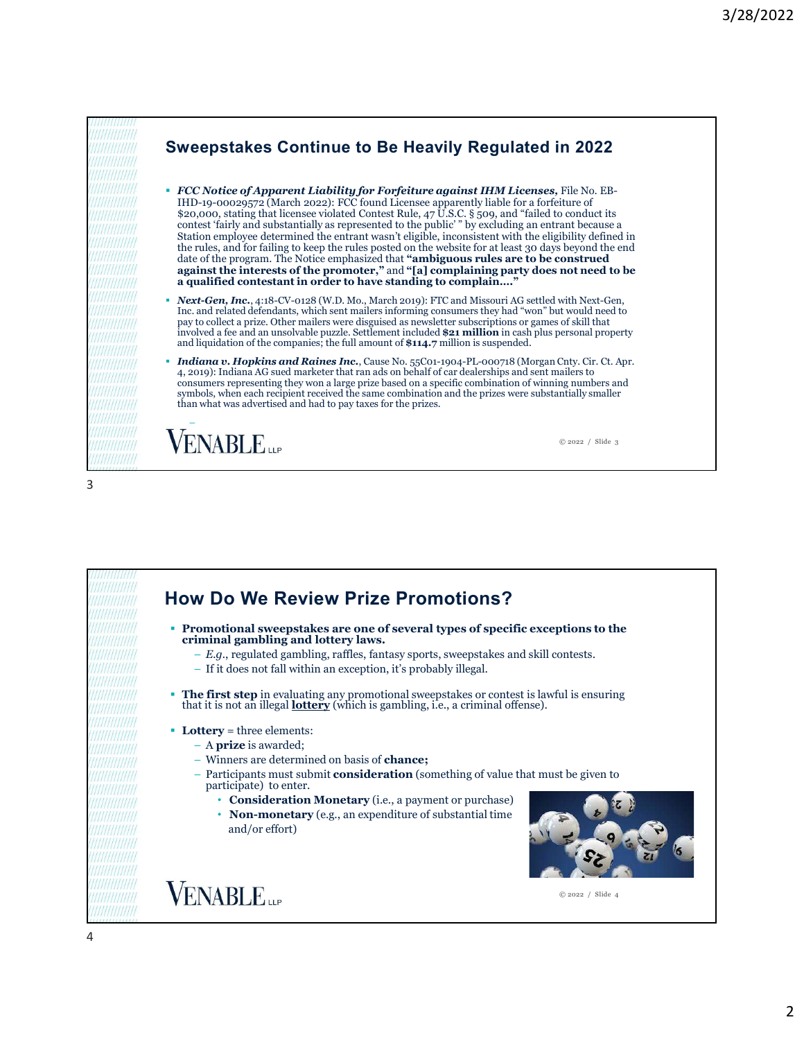## Sweepstakes Continue to Be Heavily Regulated in 2022

- ***FCC Notice of Apparent Liability for Forfeiture against IHM Licenses,*** File No. EB-IHD-19-00029572 (March 2022): FCC found Licensee apparently liable for a forfeiture of $20,000, stating that licensee violated Contest Rule, 47 U.S.C. § 509, and "failed to conduct its contest 'fairly and substantially as represented to the public' " by excluding an entrant because a Station employee determined the entrant wasn't eligible, inconsistent with the eligibility defined in the rules, and for failing to keep the rules posted on the website for at least 30 days beyond the end date of the program. The Notice emphasized that **"ambiguous rules are to be construed against the interests of the promoter,"** and **"[a] complaining party does not need to be a qualified contestant in order to have standing to complain…."**
- ***Next-Gen, Inc.***, 4:18-CV-0128 (W.D. Mo., March 2019): FTC and Missouri AG settled with Next-Gen, Inc. and related defendants, which sent mailers informing consumers they had "won" but would need to pay to collect a prize. Other mailers were disguised as newsletter subscriptions or games of skill that involved a fee and an unsolvable puzzle. Settlement included **$21 million** in cash plus personal property and liquidation of the companies; the full amount of **$114.7** million is suspended.
- ***Indiana v. Hopkins and Raines Inc.***, Cause No. 55C01-1904-PL-000718 (Morgan Cnty. Cir. Ct. Apr. 4, 2019): Indiana AG sued marketer that ran ads on behalf of car dealerships and sent mailers to consumers representing they won a large prize based on a specific combination of winning numbers and symbols, when each recipient received the same combination and the prizes were substantially smaller than what was advertised and had to pay taxes for the prizes.

VENABLE LLP

© 2022 / Slide 3

## How Do We Review Prize Promotions?

- **Promotional sweepstakes are one of several types of specific exceptions to the criminal gambling and lottery laws.**
  - *E.g.*, regulated gambling, raffles, fantasy sports, sweepstakes and skill contests.
  - If it does not fall within an exception, it's probably illegal.
- **The first step** in evaluating any promotional sweepstakes or contest is lawful is ensuring that it is not an illegal **lottery** (which is gambling, i.e., a criminal offense).
- **Lottery** = three elements:
  - A **prize** is awarded;
  - Winners are determined on basis of **chance;**
  - Participants must submit **consideration** (something of value that must be given to participate) to enter.
    - **Consideration Monetary** (i.e., a payment or purchase)
    - **Non-monetary** (e.g., an expenditure of substantial time and/or effort)

VENABLE LLP

© 2022 / Slide 4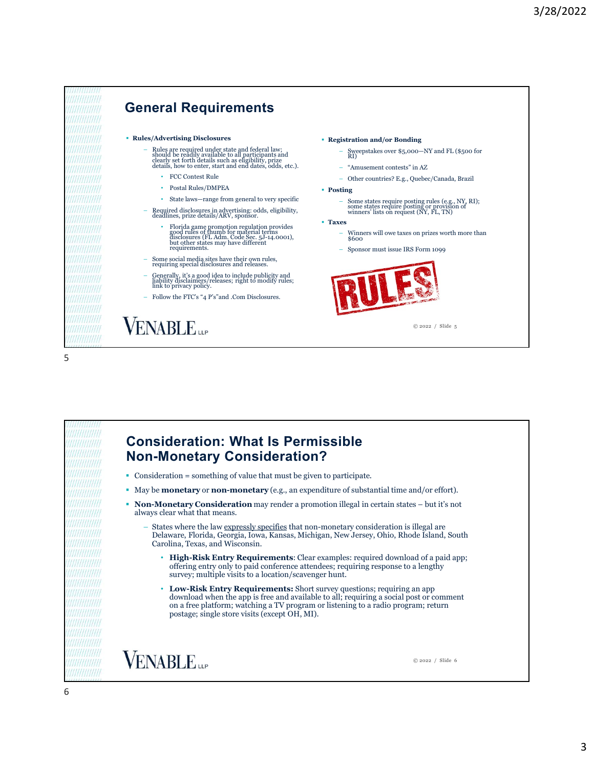## General Requirements

- **Rules/Advertising Disclosures**
  - Rules are required under state and federal law; should be readily available to all participants and clearly set forth details such as eligibility, prize details, how to enter, start and end dates, odds, etc.).
    - FCC Contest Rule
    - Postal Rules/DMPEA
    - State laws—range from general to very specific
  - Required disclosures in advertising: odds, eligibility, deadlines, prize details/ARV, sponsor.
    - Florida game promotion regulation provides good rules of thumb for material terms disclosures (FL Adm. Code Sec. 5J-14.0001), but other states may have different requirements.
  - Some social media sites have their own rules, requiring special disclosures and releases.
  - Generally, it's a good idea to include publicity and liability disclaimers/releases; right to modify rules; link to privacy policy.
  - Follow the FTC's "4 P's"and .Com Disclosures.
- **Registration and/or Bonding**
  - Sweepstakes over $5,000—NY and FL ($500 for RI)
  - "Amusement contests" in AZ
  - Other countries? E.g., Quebec/Canada, Brazil
- **Posting**
  - Some states require posting rules (e.g., NY, RI); some states require posting or provision of winners' lists on request (NY, FL, TN)
- **Taxes**
  - Winners will owe taxes on prizes worth more than $600
  - Sponsor must issue IRS Form 1099

RULES

VENABLE LLP

© 2022 / Slide 5

## Consideration: What Is Permissible Non-Monetary Consideration?

- Consideration = something of value that must be given to participate.
- May be **monetary** or **non-monetary** (e.g., an expenditure of substantial time and/or effort).
- **Non-Monetary Consideration** may render a promotion illegal in certain states – but it's not always clear what that means.
  - States where the law expressly specifies that non-monetary consideration is illegal are Delaware, Florida, Georgia, Iowa, Kansas, Michigan, New Jersey, Ohio, Rhode Island, South Carolina, Texas, and Wisconsin.
    - **High-Risk Entry Requirements**: Clear examples: required download of a paid app; offering entry only to paid conference attendees; requiring response to a lengthy survey; multiple visits to a location/scavenger hunt.
    - **Low-Risk Entry Requirements:** Short survey questions; requiring an app download when the app is free and available to all; requiring a social post or comment on a free platform; watching a TV program or listening to a radio program; return postage; single store visits (except OH, MI).

VENABLE LLP

© 2022 / Slide 6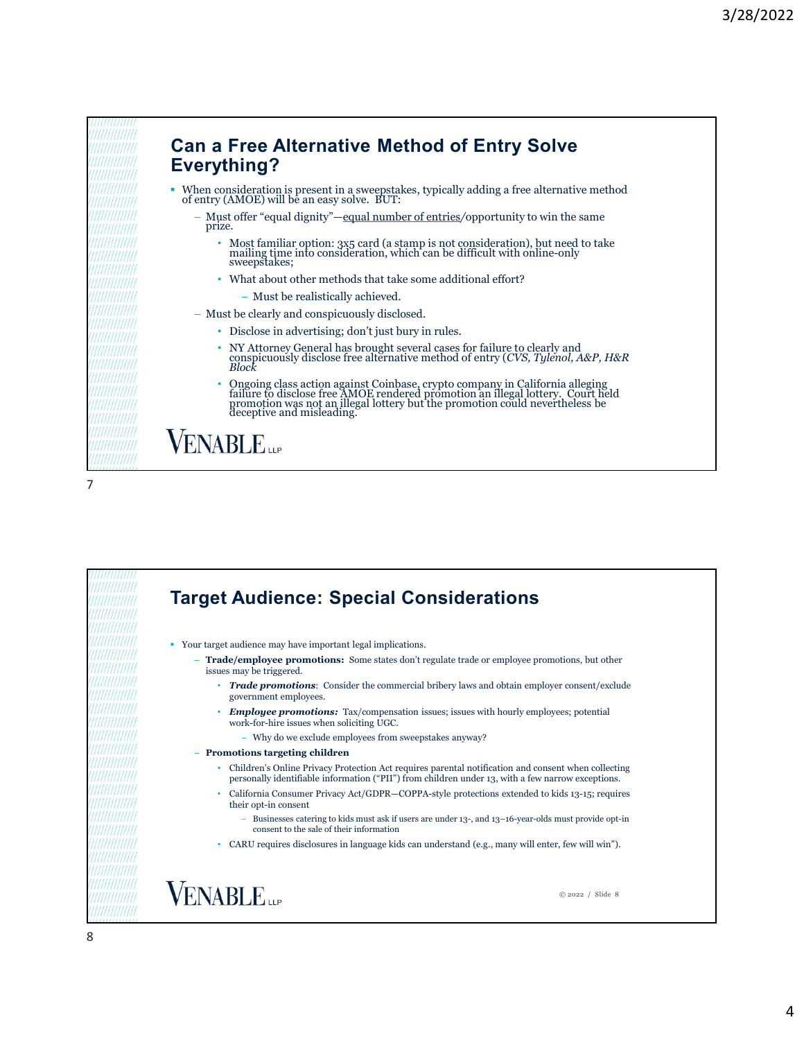## Can a Free Alternative Method of Entry Solve Everything?

- When consideration is present in a sweepstakes, typically adding a free alternative method of entry (AMOE) will be an easy solve. BUT:
  - Must offer "equal dignity"—equal number of entries/opportunity to win the same prize.
    - Most familiar option: 3x5 card (a stamp is not consideration), but need to take mailing time into consideration, which can be difficult with online-only sweepstakes;
    - What about other methods that take some additional effort?
      - Must be realistically achieved.
  - Must be clearly and conspicuously disclosed.
    - Disclose in advertising; don't just bury in rules.
    - NY Attorney General has brought several cases for failure to clearly and conspicuously disclose free alternative method of entry (*CVS, Tylenol, A&P, H&R Block*
    - Ongoing class action against Coinbase, crypto company in California alleging failure to disclose free AMOE rendered promotion an illegal lottery. Court held promotion was not an illegal lottery but the promotion could nevertheless be deceptive and misleading.

VENABLE LLP

## Target Audience: Special Considerations

- Your target audience may have important legal implications.
  - **Trade/employee promotions:** Some states don't regulate trade or employee promotions, but other issues may be triggered.
    - ***Trade promotions***: Consider the commercial bribery laws and obtain employer consent/exclude government employees.
    - ***Employee promotions:*** Tax/compensation issues; issues with hourly employees; potential work-for-hire issues when soliciting UGC.
      - Why do we exclude employees from sweepstakes anyway?
  - **Promotions targeting children**
    - Children's Online Privacy Protection Act requires parental notification and consent when collecting personally identifiable information ("PII") from children under 13, with a few narrow exceptions.
    - California Consumer Privacy Act/GDPR—COPPA-style protections extended to kids 13-15; requires their opt-in consent
      - Businesses catering to kids must ask if users are under 13-, and 13–16-year-olds must provide opt-in consent to the sale of their information
    - CARU requires disclosures in language kids can understand (e.g., many will enter, few will win").

VENABLE LLP

© 2022 / Slide 8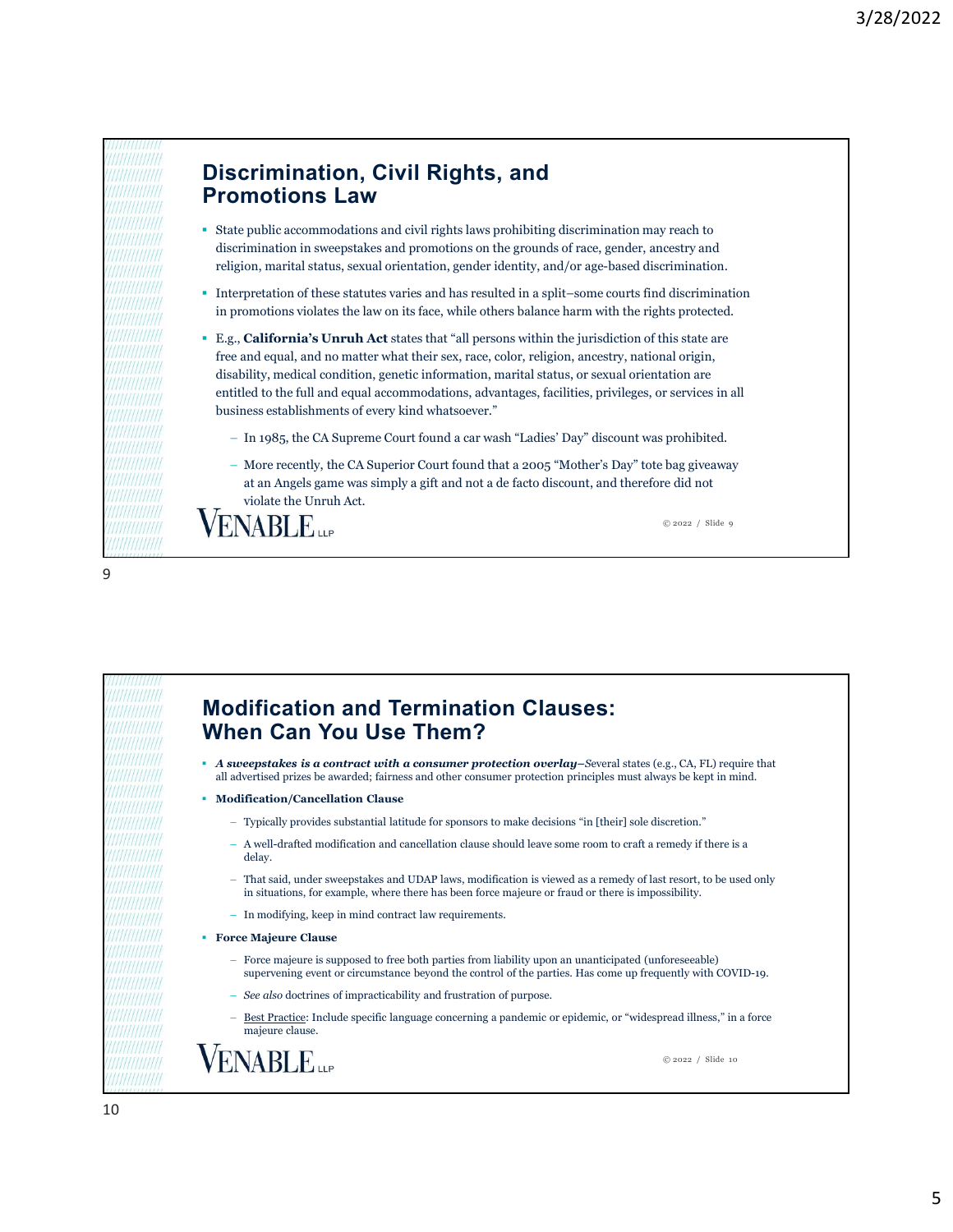## Discrimination, Civil Rights, and Promotions Law

- State public accommodations and civil rights laws prohibiting discrimination may reach to discrimination in sweepstakes and promotions on the grounds of race, gender, ancestry and religion, marital status, sexual orientation, gender identity, and/or age-based discrimination.
- Interpretation of these statutes varies and has resulted in a split–some courts find discrimination in promotions violates the law on its face, while others balance harm with the rights protected.
- E.g., **California's Unruh Act** states that "all persons within the jurisdiction of this state are free and equal, and no matter what their sex, race, color, religion, ancestry, national origin, disability, medical condition, genetic information, marital status, or sexual orientation are entitled to the full and equal accommodations, advantages, facilities, privileges, or services in all business establishments of every kind whatsoever."
  - In 1985, the CA Supreme Court found a car wash "Ladies' Day" discount was prohibited.
  - More recently, the CA Superior Court found that a 2005 "Mother's Day" tote bag giveaway at an Angels game was simply a gift and not a de facto discount, and therefore did not violate the Unruh Act.

## Modification and Termination Clauses: When Can You Use Them?

- ***A sweepstakes is a contract with a consumer protection overlay***–Several states (e.g., CA, FL) require that all advertised prizes be awarded; fairness and other consumer protection principles must always be kept in mind.
- **Modification/Cancellation Clause**
  - Typically provides substantial latitude for sponsors to make decisions "in [their] sole discretion."
  - A well-drafted modification and cancellation clause should leave some room to craft a remedy if there is a delay.
  - That said, under sweepstakes and UDAP laws, modification is viewed as a remedy of last resort, to be used only in situations, for example, where there has been force majeure or fraud or there is impossibility.
  - In modifying, keep in mind contract law requirements.
- **Force Majeure Clause**
  - Force majeure is supposed to free both parties from liability upon an unanticipated (unforeseeable) supervening event or circumstance beyond the control of the parties. Has come up frequently with COVID-19.
  - *See also* doctrines of impracticability and frustration of purpose.
  - Best Practice: Include specific language concerning a pandemic or epidemic, or "widespread illness," in a force majeure clause.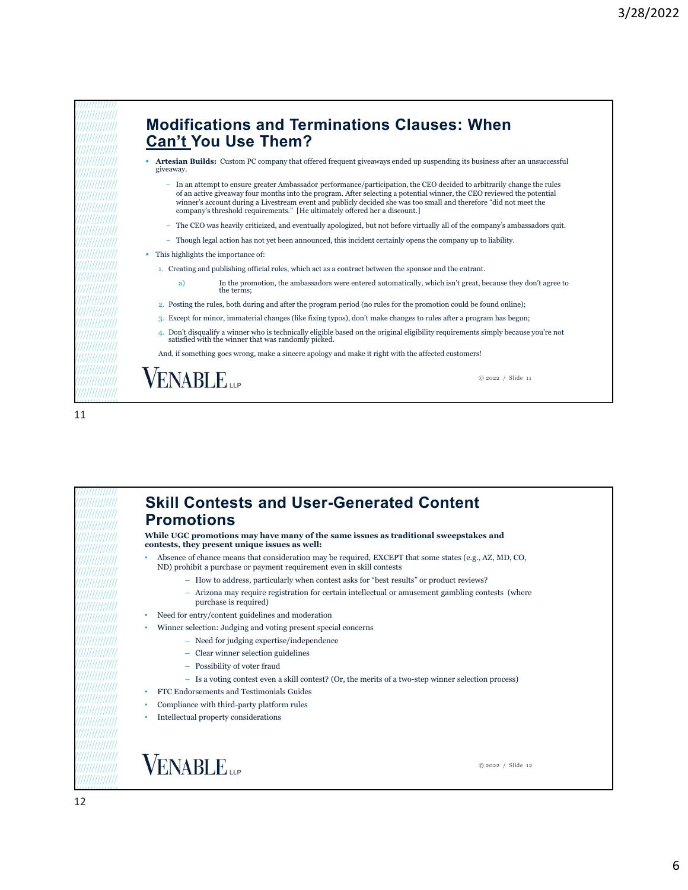## Modifications and Terminations Clauses: When Can't You Use Them?

- **Artesian Builds:** Custom PC company that offered frequent giveaways ended up suspending its business after an unsuccessful giveaway.
  - In an attempt to ensure greater Ambassador performance/participation, the CEO decided to arbitrarily change the rules of an active giveaway four months into the program. After selecting a potential winner, the CEO reviewed the potential winner's account during a Livestream event and publicly decided she was too small and therefore "did not meet the company's threshold requirements." [He ultimately offered her a discount.]
  - The CEO was heavily criticized, and eventually apologized, but not before virtually all of the company's ambassadors quit.
  - Though legal action has not yet been announced, this incident certainly opens the company up to liability.
- This highlights the importance of:
  1. Creating and publishing official rules, which act as a contract between the sponsor and the entrant.
     a) In the promotion, the ambassadors were entered automatically, which isn't great, because they don't agree to the terms;
  2. Posting the rules, both during and after the program period (no rules for the promotion could be found online);
  3. Except for minor, immaterial changes (like fixing typos), don't make changes to rules after a program has begun;
  4. Don't disqualify a winner who is technically eligible based on the original eligibility requirements simply because you're not satisfied with the winner that was randomly picked.

  And, if something goes wrong, make a sincere apology and make it right with the affected customers!

VENABLE LLP

© 2022 / Slide 11

## Skill Contests and User-Generated Content Promotions

**While UGC promotions may have many of the same issues as traditional sweepstakes and contests, they present unique issues as well:**

- Absence of chance means that consideration may be required, EXCEPT that some states (e.g., AZ, MD, CO, ND) prohibit a purchase or payment requirement even in skill contests
  - How to address, particularly when contest asks for "best results" or product reviews?
  - Arizona may require registration for certain intellectual or amusement gambling contests (where purchase is required)
- Need for entry/content guidelines and moderation
- Winner selection: Judging and voting present special concerns
  - Need for judging expertise/independence
  - Clear winner selection guidelines
  - Possibility of voter fraud
  - Is a voting contest even a skill contest? (Or, the merits of a two-step winner selection process)
- FTC Endorsements and Testimonials Guides
- Compliance with third-party platform rules
- Intellectual property considerations

VENABLE LLP

© 2022 / Slide 12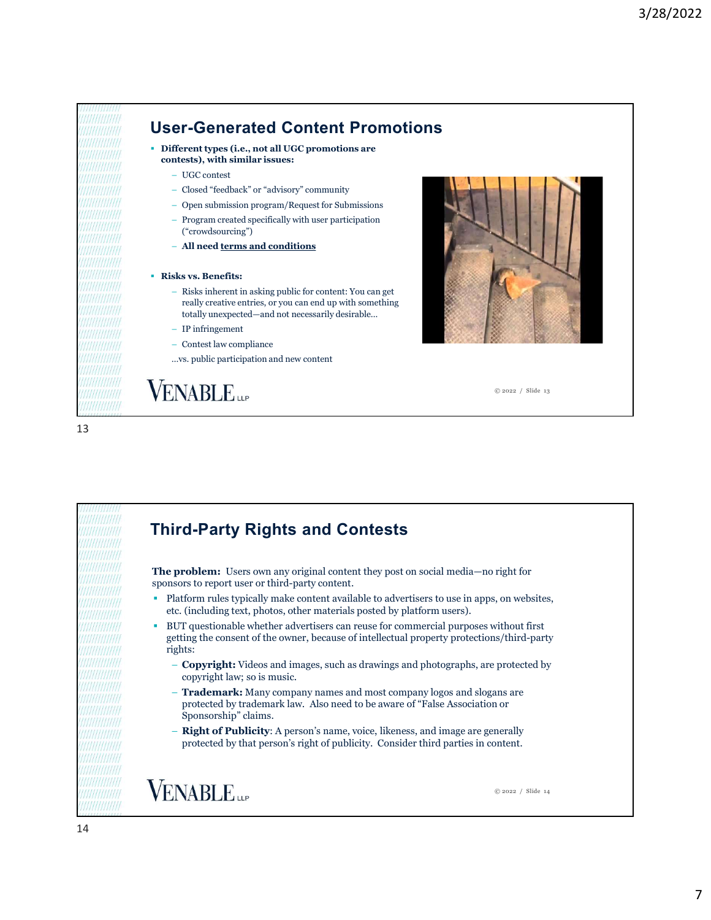## User-Generated Content Promotions

- **Different types (i.e., not all UGC promotions are contests), with similar issues:**
  - UGC contest
  - Closed "feedback" or "advisory" community
  - Open submission program/Request for Submissions
  - Program created specifically with user participation ("crowdsourcing")
  - **All need terms and conditions**
- **Risks vs. Benefits:**
  - Risks inherent in asking public for content: You can get really creative entries, or you can end up with something totally unexpected—and not necessarily desirable…
  - IP infringement
  - Contest law compliance

  …vs. public participation and new content

VENABLE LLP

© 2022 / Slide 13

## Third-Party Rights and Contests

**The problem:** Users own any original content they post on social media—no right for sponsors to report user or third-party content.

- Platform rules typically make content available to advertisers to use in apps, on websites, etc. (including text, photos, other materials posted by platform users).
- BUT questionable whether advertisers can reuse for commercial purposes without first getting the consent of the owner, because of intellectual property protections/third-party rights:
  - **Copyright:** Videos and images, such as drawings and photographs, are protected by copyright law; so is music.
  - **Trademark:** Many company names and most company logos and slogans are protected by trademark law. Also need to be aware of "False Association or Sponsorship" claims.
  - **Right of Publicity**: A person's name, voice, likeness, and image are generally protected by that person's right of publicity. Consider third parties in content.

VENABLE LLP

© 2022 / Slide 14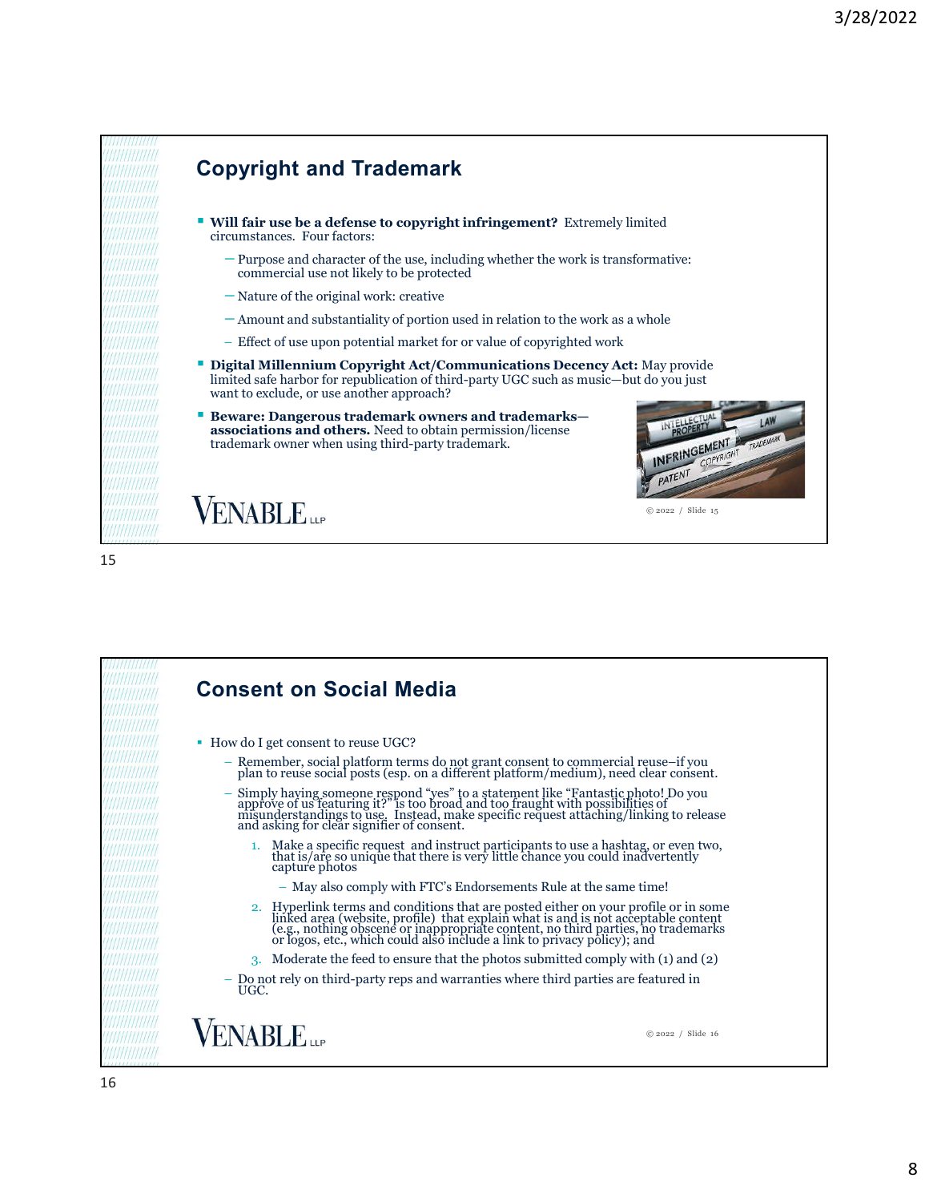## Copyright and Trademark

- **Will fair use be a defense to copyright infringement?** Extremely limited circumstances. Four factors:
  - Purpose and character of the use, including whether the work is transformative: commercial use not likely to be protected
  - Nature of the original work: creative
  - Amount and substantiality of portion used in relation to the work as a whole
  - Effect of use upon potential market for or value of copyrighted work
- **Digital Millennium Copyright Act/Communications Decency Act:** May provide limited safe harbor for republication of third-party UGC such as music—but do you just want to exclude, or use another approach?
- **Beware: Dangerous trademark owners and trademarks—associations and others.** Need to obtain permission/license trademark owner when using third-party trademark.

VENABLE LLP

© 2022 / Slide 15

## Consent on Social Media

- How do I get consent to reuse UGC?
  - Remember, social platform terms do not grant consent to commercial reuse–if you plan to reuse social posts (esp. on a different platform/medium), need clear consent.
  - Simply having someone respond "yes" to a statement like "Fantastic photo! Do you approve of us featuring it?" is too broad and too fraught with possibilities of misunderstandings to use. Instead, make specific request attaching/linking to release and asking for clear signifier of consent.
    1. Make a specific request and instruct participants to use a hashtag, or even two, that is/are so unique that there is very little chance you could inadvertently capture photos
       - May also comply with FTC's Endorsements Rule at the same time!
    2. Hyperlink terms and conditions that are posted either on your profile or in some linked area (website, profile) that explain what is and is not acceptable content (e.g., nothing obscene or inappropriate content, no third parties, no trademarks or logos, etc., which could also include a link to privacy policy); and
    3. Moderate the feed to ensure that the photos submitted comply with (1) and (2)
  - Do not rely on third-party reps and warranties where third parties are featured in UGC.

VENABLE LLP

© 2022 / Slide 16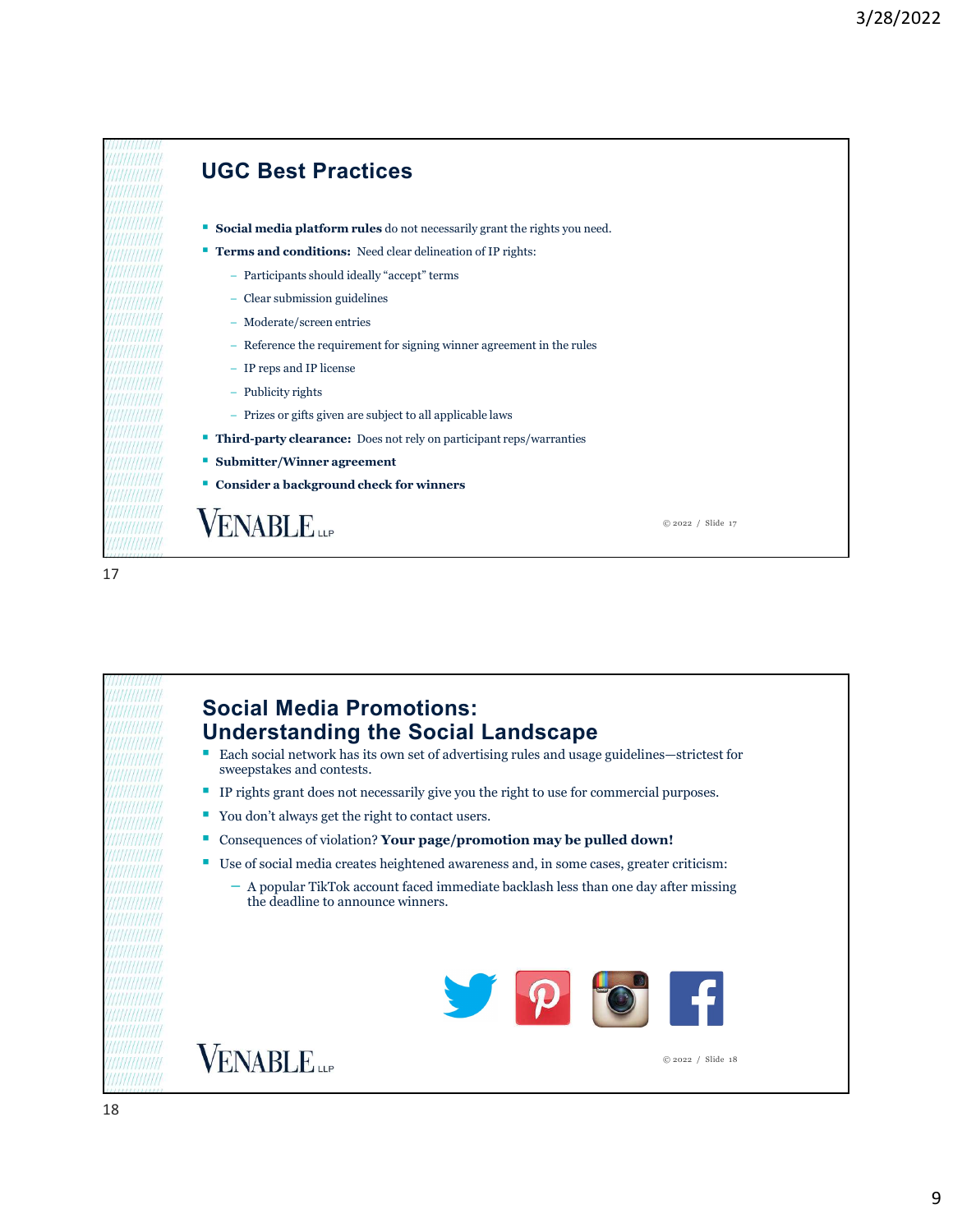## UGC Best Practices

- **Social media platform rules** do not necessarily grant the rights you need.
- **Terms and conditions:** Need clear delineation of IP rights:
  - Participants should ideally "accept" terms
  - Clear submission guidelines
  - Moderate/screen entries
  - Reference the requirement for signing winner agreement in the rules
  - IP reps and IP license
  - Publicity rights
  - Prizes or gifts given are subject to all applicable laws
- **Third-party clearance:** Does not rely on participant reps/warranties
- **Submitter/Winner agreement**
- **Consider a background check for winners**

## Social Media Promotions: Understanding the Social Landscape

- Each social network has its own set of advertising rules and usage guidelines—strictest for sweepstakes and contests.
- IP rights grant does not necessarily give you the right to use for commercial purposes.
- You don't always get the right to contact users.
- Consequences of violation? **Your page/promotion may be pulled down!**
- Use of social media creates heightened awareness and, in some cases, greater criticism:
  - A popular TikTok account faced immediate backlash less than one day after missing the deadline to announce winners.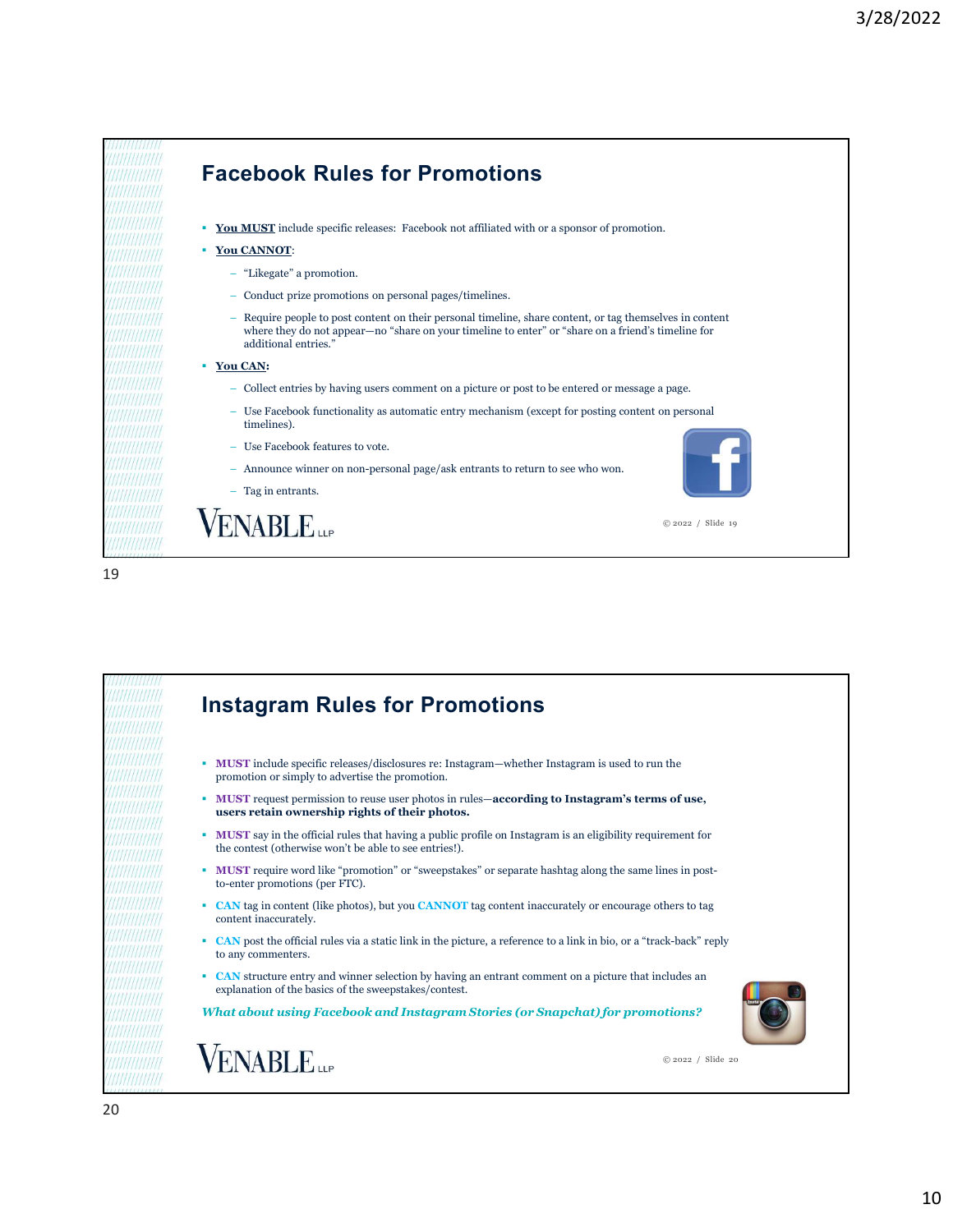## Facebook Rules for Promotions

- **You MUST** include specific releases: Facebook not affiliated with or a sponsor of promotion.
- **You CANNOT**:
  - "Likegate" a promotion.
  - Conduct prize promotions on personal pages/timelines.
  - Require people to post content on their personal timeline, share content, or tag themselves in content where they do not appear—no "share on your timeline to enter" or "share on a friend's timeline for additional entries."
- **You CAN:**
  - Collect entries by having users comment on a picture or post to be entered or message a page.
  - Use Facebook functionality as automatic entry mechanism (except for posting content on personal timelines).
  - Use Facebook features to vote.
  - Announce winner on non-personal page/ask entrants to return to see who won.
  - Tag in entrants.

VENABLE LLP

© 2022 / Slide 19

## Instagram Rules for Promotions

- **MUST** include specific releases/disclosures re: Instagram—whether Instagram is used to run the promotion or simply to advertise the promotion.
- **MUST** request permission to reuse user photos in rules—**according to Instagram's terms of use, users retain ownership rights of their photos.**
- **MUST** say in the official rules that having a public profile on Instagram is an eligibility requirement for the contest (otherwise won't be able to see entries!).
- **MUST** require word like "promotion" or "sweepstakes" or separate hashtag along the same lines in post-to-enter promotions (per FTC).
- **CAN** tag in content (like photos), but you **CANNOT** tag content inaccurately or encourage others to tag content inaccurately.
- **CAN** post the official rules via a static link in the picture, a reference to a link in bio, or a "track-back" reply to any commenters.
- **CAN** structure entry and winner selection by having an entrant comment on a picture that includes an explanation of the basics of the sweepstakes/contest.

***What about using Facebook and Instagram Stories (or Snapchat) for promotions?***

VENABLE LLP

© 2022 / Slide 20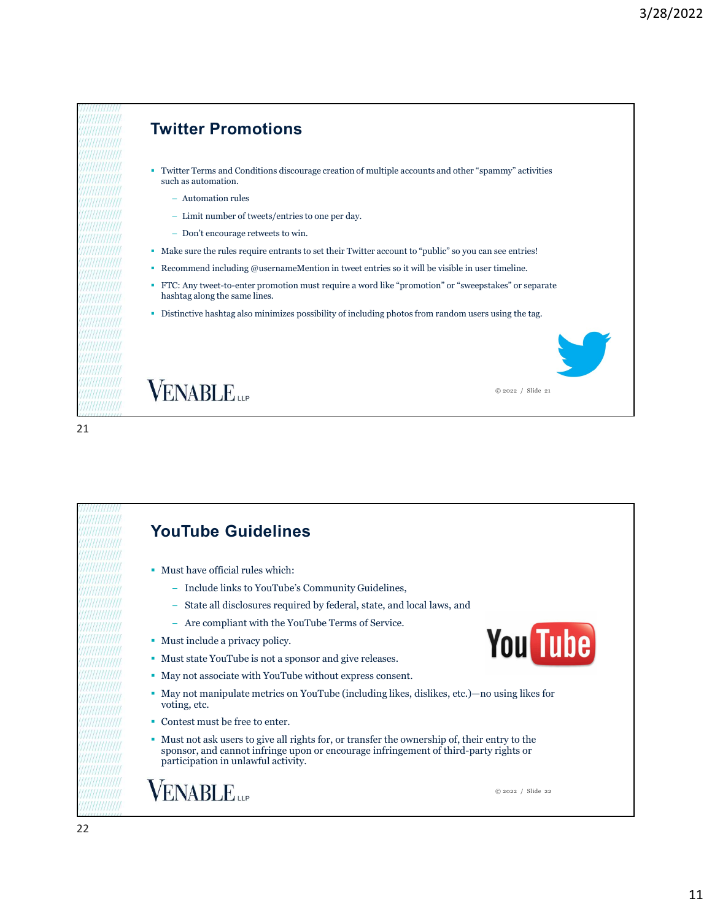## Twitter Promotions

- Twitter Terms and Conditions discourage creation of multiple accounts and other "spammy" activities such as automation.
  - Automation rules
  - Limit number of tweets/entries to one per day.
  - Don't encourage retweets to win.
- Make sure the rules require entrants to set their Twitter account to "public" so you can see entries!
- Recommend including @usernameMention in tweet entries so it will be visible in user timeline.
- FTC: Any tweet-to-enter promotion must require a word like "promotion" or "sweepstakes" or separate hashtag along the same lines.
- Distinctive hashtag also minimizes possibility of including photos from random users using the tag.

© 2022 / Slide 21

## YouTube Guidelines

- Must have official rules which:
  - Include links to YouTube's Community Guidelines,
  - State all disclosures required by federal, state, and local laws, and
  - Are compliant with the YouTube Terms of Service.
- Must include a privacy policy.
- Must state YouTube is not a sponsor and give releases.
- May not associate with YouTube without express consent.
- May not manipulate metrics on YouTube (including likes, dislikes, etc.)—no using likes for voting, etc.
- Contest must be free to enter.
- Must not ask users to give all rights for, or transfer the ownership of, their entry to the sponsor, and cannot infringe upon or encourage infringement of third-party rights or participation in unlawful activity.

© 2022 / Slide 22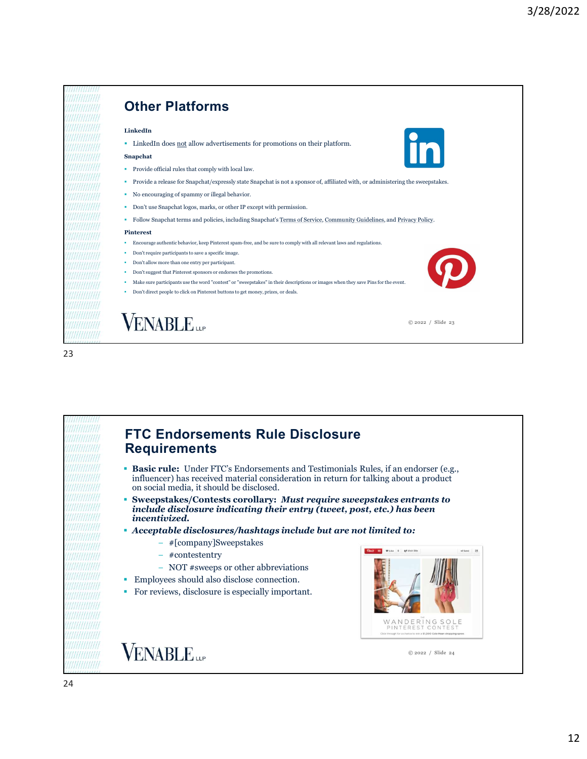## Other Platforms

**LinkedIn**

- LinkedIn does not allow advertisements for promotions on their platform.

**Snapchat**

- Provide official rules that comply with local law.
- Provide a release for Snapchat/expressly state Snapchat is not a sponsor of, affiliated with, or administering the sweepstakes.
- No encouraging of spammy or illegal behavior.
- Don't use Snapchat logos, marks, or other IP except with permission.
- Follow Snapchat terms and policies, including Snapchat's Terms of Service, Community Guidelines, and Privacy Policy.

**Pinterest**

- Encourage authentic behavior, keep Pinterest spam-free, and be sure to comply with all relevant laws and regulations.
- Don't require participants to save a specific image.
- Don't allow more than one entry per participant.
- Don't suggest that Pinterest sponsors or endorses the promotions.
- Make sure participants use the word "contest" or "sweepstakes" in their descriptions or images when they save Pins for the event.
- Don't direct people to click on Pinterest buttons to get money, prizes, or deals.

© 2022 / Slide 23

## FTC Endorsements Rule Disclosure Requirements

- **Basic rule:** Under FTC's Endorsements and Testimonials Rules, if an endorser (e.g., influencer) has received material consideration in return for talking about a product on social media, it should be disclosed.
- **Sweepstakes/Contests corollary:** ***Must require sweepstakes entrants to include disclosure indicating their entry (tweet, post, etc.) has been incentivized.***
- ***Acceptable disclosures/hashtags include but are not limited to:***
  - #[company]Sweepstakes
  - #contestentry
  - NOT #sweeps or other abbreviations
- Employees should also disclose connection.
- For reviews, disclosure is especially important.

WANDERING SOLE PINTEREST CONTEST

© 2022 / Slide 24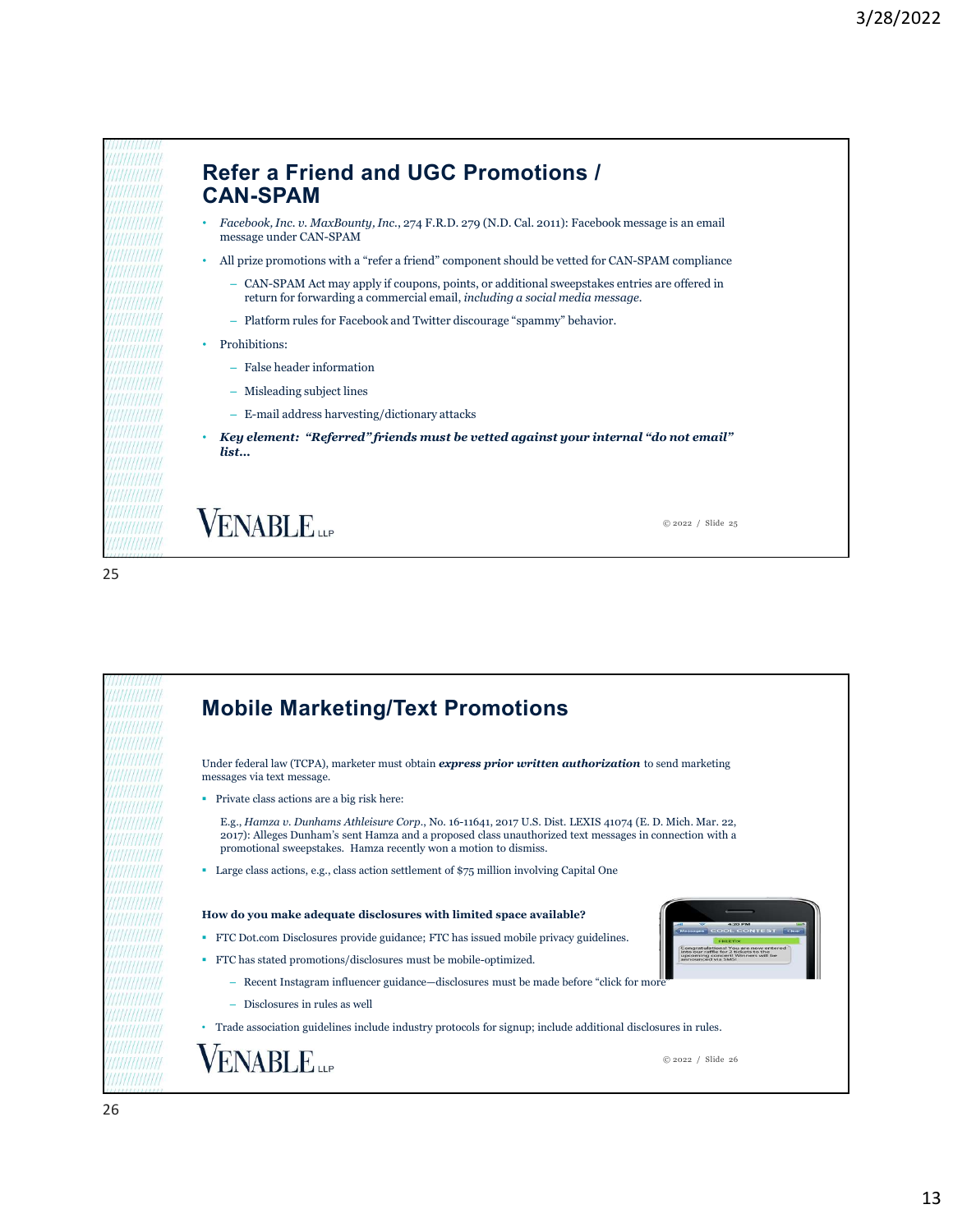## Refer a Friend and UGC Promotions / CAN-SPAM

- *Facebook, Inc. v. MaxBounty, Inc.*, 274 F.R.D. 279 (N.D. Cal. 2011): Facebook message is an email message under CAN-SPAM
- All prize promotions with a "refer a friend" component should be vetted for CAN-SPAM compliance
  - CAN-SPAM Act may apply if coupons, points, or additional sweepstakes entries are offered in return for forwarding a commercial email, *including a social media message.*
  - Platform rules for Facebook and Twitter discourage "spammy" behavior.
- Prohibitions:
  - False header information
  - Misleading subject lines
  - E-mail address harvesting/dictionary attacks
- ***Key element: "Referred" friends must be vetted against your internal "do not email" list…***

VENABLE LLP

© 2022 / Slide 25

## Mobile Marketing/Text Promotions

Under federal law (TCPA), marketer must obtain ***express prior written authorization*** to send marketing messages via text message.

- Private class actions are a big risk here:

  E.g., *Hamza v. Dunhams Athleisure Corp.*, No. 16-11641, 2017 U.S. Dist. LEXIS 41074 (E. D. Mich. Mar. 22, 2017): Alleges Dunham's sent Hamza and a proposed class unauthorized text messages in connection with a promotional sweepstakes. Hamza recently won a motion to dismiss.

- Large class actions, e.g., class action settlement of $75 million involving Capital One

**How do you make adequate disclosures with limited space available?**

- FTC Dot.com Disclosures provide guidance; FTC has issued mobile privacy guidelines.
- FTC has stated promotions/disclosures must be mobile-optimized.
  - Recent Instagram influencer guidance—disclosures must be made before "click for more"
  - Disclosures in rules as well
- Trade association guidelines include industry protocols for signup; include additional disclosures in rules.

VENABLE LLP

© 2022 / Slide 26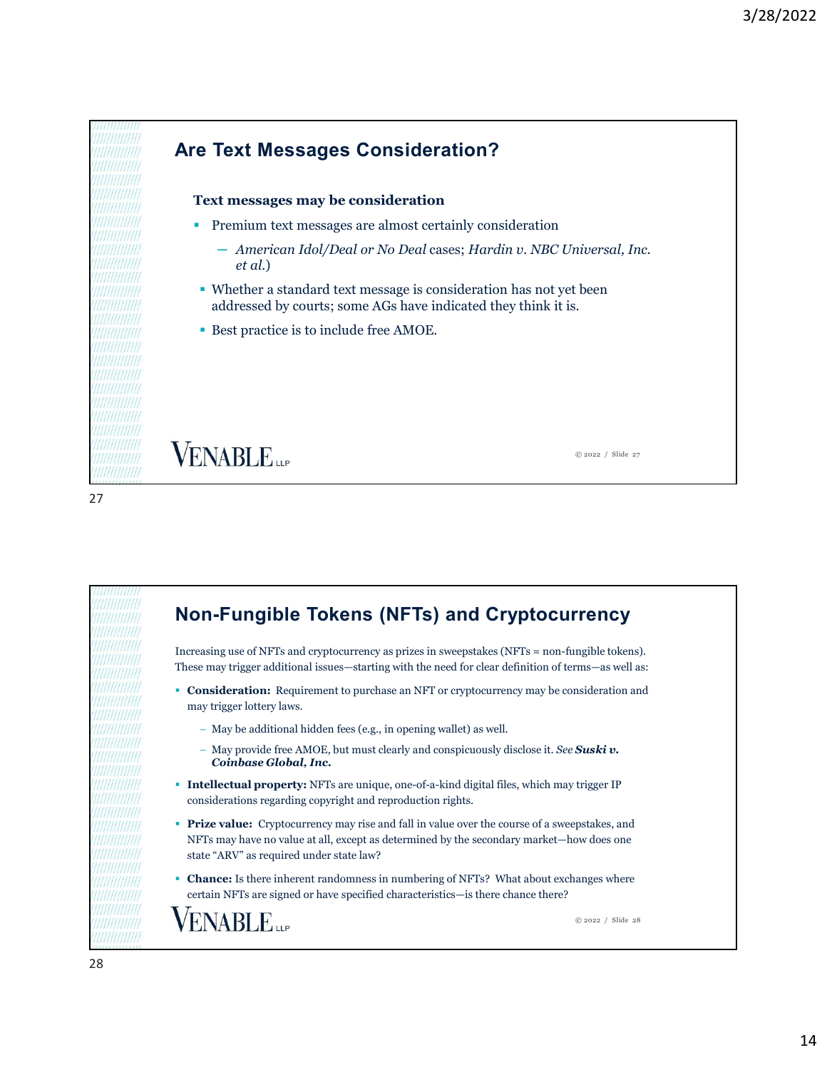## Are Text Messages Consideration?

**Text messages may be consideration**

- Premium text messages are almost certainly consideration
  - *American Idol/Deal or No Deal* cases; *Hardin v. NBC Universal, Inc. et al.*)
- Whether a standard text message is consideration has not yet been addressed by courts; some AGs have indicated they think it is.
- Best practice is to include free AMOE.

## Non-Fungible Tokens (NFTs) and Cryptocurrency

Increasing use of NFTs and cryptocurrency as prizes in sweepstakes (NFTs = non-fungible tokens). These may trigger additional issues—starting with the need for clear definition of terms—as well as:

- **Consideration:** Requirement to purchase an NFT or cryptocurrency may be consideration and may trigger lottery laws.
  - May be additional hidden fees (e.g., in opening wallet) as well.
  - May provide free AMOE, but must clearly and conspicuously disclose it. *See* ***Suski v. Coinbase Global, Inc.***
- **Intellectual property:** NFTs are unique, one-of-a-kind digital files, which may trigger IP considerations regarding copyright and reproduction rights.
- **Prize value:** Cryptocurrency may rise and fall in value over the course of a sweepstakes, and NFTs may have no value at all, except as determined by the secondary market—how does one state "ARV" as required under state law?
- **Chance:** Is there inherent randomness in numbering of NFTs? What about exchanges where certain NFTs are signed or have specified characteristics—is there chance there?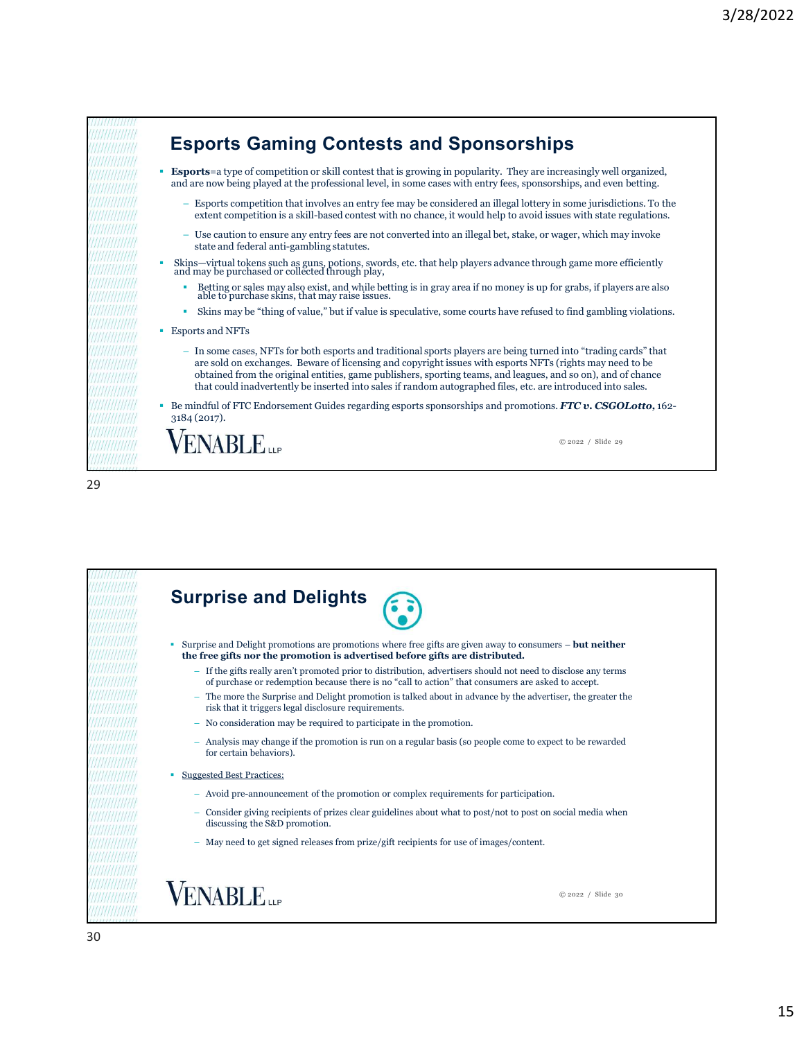## Esports Gaming Contests and Sponsorships

- **Esports**=a type of competition or skill contest that is growing in popularity. They are increasingly well organized, and are now being played at the professional level, in some cases with entry fees, sponsorships, and even betting.
  - Esports competition that involves an entry fee may be considered an illegal lottery in some jurisdictions. To the extent competition is a skill-based contest with no chance, it would help to avoid issues with state regulations.
  - Use caution to ensure any entry fees are not converted into an illegal bet, stake, or wager, which may invoke state and federal anti-gambling statutes.
- Skins—virtual tokens such as guns, potions, swords, etc. that help players advance through game more efficiently and may be purchased or collected through play,
  - Betting or sales may also exist, and while betting is in gray area if no money is up for grabs, if players are also able to purchase skins, that may raise issues.
  - Skins may be "thing of value," but if value is speculative, some courts have refused to find gambling violations.
- Esports and NFTs
  - In some cases, NFTs for both esports and traditional sports players are being turned into "trading cards" that are sold on exchanges. Beware of licensing and copyright issues with esports NFTs (rights may need to be obtained from the original entities, game publishers, sporting teams, and leagues, and so on), and of chance that could inadvertently be inserted into sales if random autographed files, etc. are introduced into sales.
- Be mindful of FTC Endorsement Guides regarding esports sponsorships and promotions. ***FTC v. CSGOLotto***, 162-3184 (2017).

VENABLE LLP

© 2022 / Slide 29

## Surprise and Delights

- Surprise and Delight promotions are promotions where free gifts are given away to consumers – **but neither the free gifts nor the promotion is advertised before gifts are distributed.**
  - If the gifts really aren't promoted prior to distribution, advertisers should not need to disclose any terms of purchase or redemption because there is no "call to action" that consumers are asked to accept.
  - The more the Surprise and Delight promotion is talked about in advance by the advertiser, the greater the risk that it triggers legal disclosure requirements.
  - No consideration may be required to participate in the promotion.
  - Analysis may change if the promotion is run on a regular basis (so people come to expect to be rewarded for certain behaviors).
- Suggested Best Practices:
  - Avoid pre-announcement of the promotion or complex requirements for participation.
  - Consider giving recipients of prizes clear guidelines about what to post/not to post on social media when discussing the S&D promotion.
  - May need to get signed releases from prize/gift recipients for use of images/content.

VENABLE LLP

© 2022 / Slide 30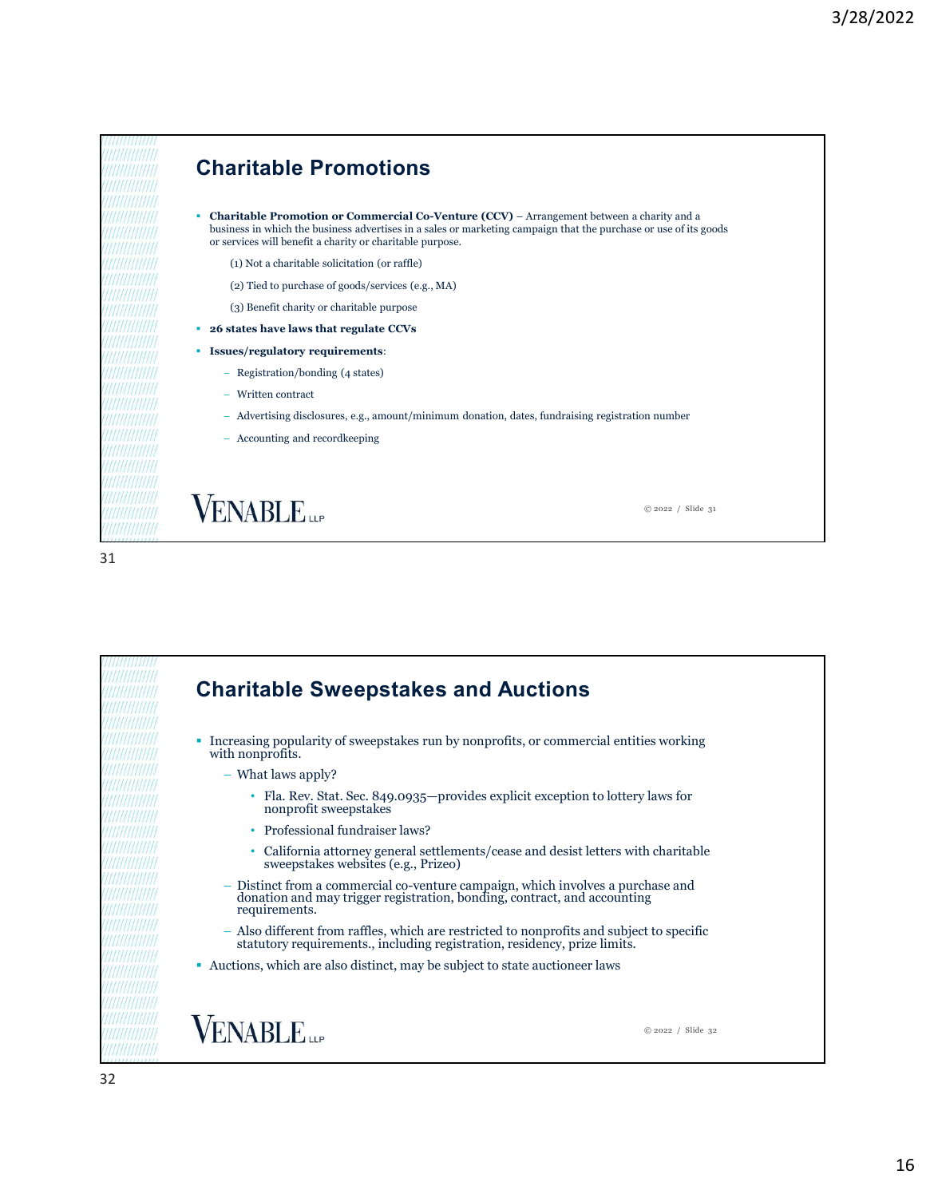## Charitable Promotions

- **Charitable Promotion or Commercial Co-Venture (CCV)** – Arrangement between a charity and a business in which the business advertises in a sales or marketing campaign that the purchase or use of its goods or services will benefit a charity or charitable purpose.
  - (1) Not a charitable solicitation (or raffle)
  - (2) Tied to purchase of goods/services (e.g., MA)
  - (3) Benefit charity or charitable purpose
- **26 states have laws that regulate CCVs**
- **Issues/regulatory requirements**:
  - Registration/bonding (4 states)
  - Written contract
  - Advertising disclosures, e.g., amount/minimum donation, dates, fundraising registration number
  - Accounting and recordkeeping

VENABLE LLP

© 2022 / Slide 31

## Charitable Sweepstakes and Auctions

- Increasing popularity of sweepstakes run by nonprofits, or commercial entities working with nonprofits.
  - What laws apply?
    - Fla. Rev. Stat. Sec. 849.0935—provides explicit exception to lottery laws for nonprofit sweepstakes
    - Professional fundraiser laws?
    - California attorney general settlements/cease and desist letters with charitable sweepstakes websites (e.g., Prizeo)
  - Distinct from a commercial co-venture campaign, which involves a purchase and donation and may trigger registration, bonding, contract, and accounting requirements.
  - Also different from raffles, which are restricted to nonprofits and subject to specific statutory requirements., including registration, residency, prize limits.
- Auctions, which are also distinct, may be subject to state auctioneer laws

VENABLE LLP

© 2022 / Slide 32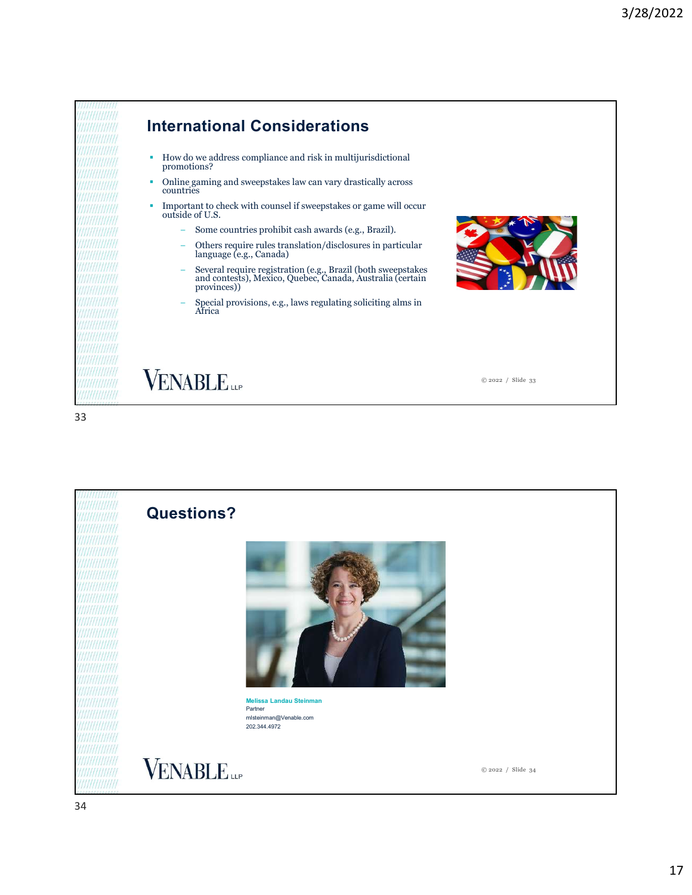## International Considerations

- How do we address compliance and risk in multijurisdictional promotions?
- Online gaming and sweepstakes law can vary drastically across countries
- Important to check with counsel if sweepstakes or game will occur outside of U.S.
  - Some countries prohibit cash awards (e.g., Brazil).
  - Others require rules translation/disclosures in particular language (e.g., Canada)
  - Several require registration (e.g., Brazil (both sweepstakes and contests), Mexico, Quebec, Canada, Australia (certain provinces))
  - Special provisions, e.g., laws regulating soliciting alms in Africa

VENABLE LLP

© 2022 / Slide 33

## Questions?

**Melissa Landau Steinman**
Partner
mlsteinman@Venable.com
202.344.4972

VENABLE LLP

© 2022 / Slide 34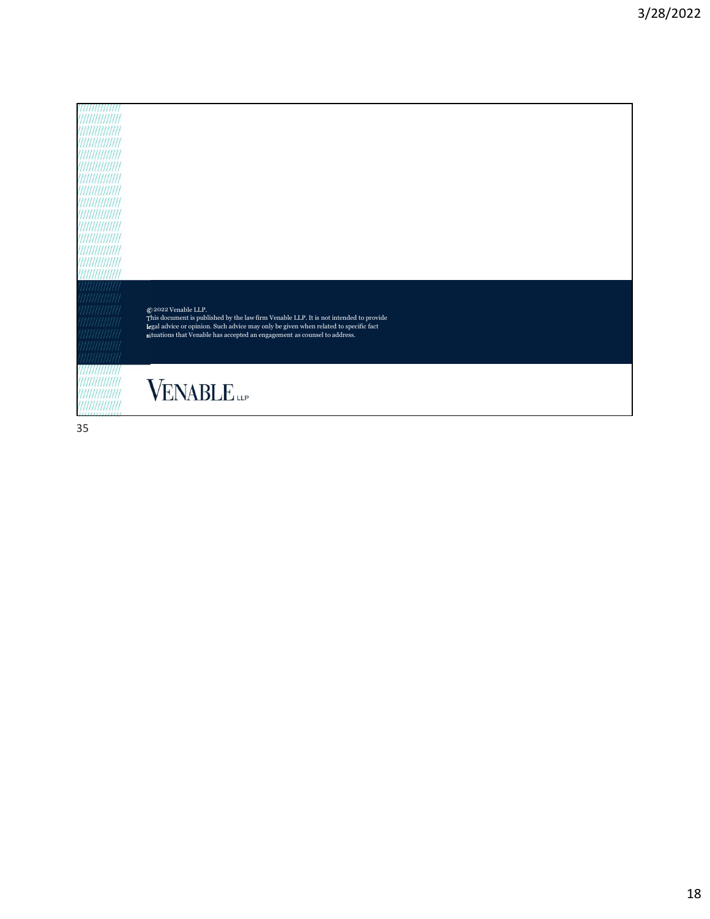© 2022 Venable LLP.
This document is published by the law firm Venable LLP. It is not intended to provide legal advice or opinion. Such advice may only be given when related to specific fact situations that Venable has accepted an engagement as counsel to address.

VENABLE LLP